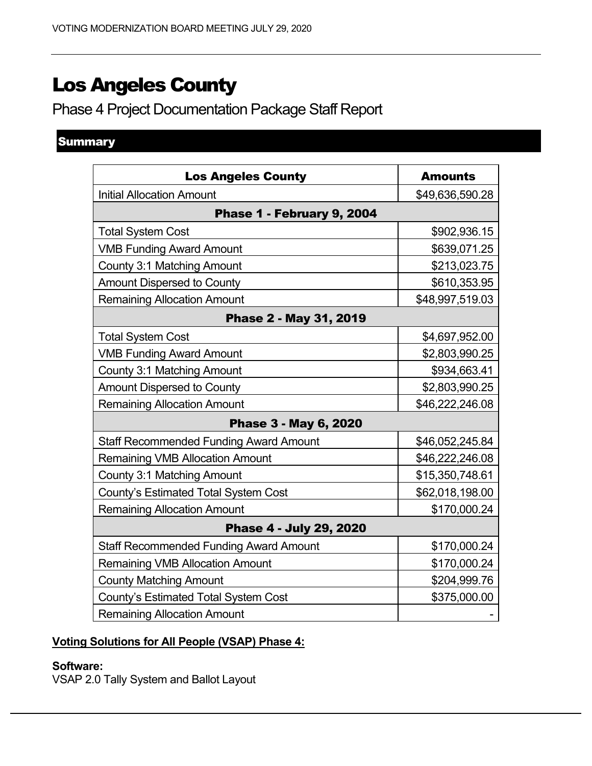# Los Angeles County

## Phase 4 Project Documentation Package Staff Report

### Summary

| Los Angeles County | Amounts |
|---|---|
| Initial Allocation Amount | $49,636,590.28 |
| **Phase 1 - February 9, 2004** | |
| Total System Cost | $902,936.15 |
| VMB Funding Award Amount | $639,071.25 |
| County 3:1 Matching Amount | $213,023.75 |
| Amount Dispersed to County | $610,353.95 |
| Remaining Allocation Amount | $48,997,519.03 |
| **Phase 2 - May 31, 2019** | |
| Total System Cost | $4,697,952.00 |
| VMB Funding Award Amount | $2,803,990.25 |
| County 3:1 Matching Amount | $934,663.41 |
| Amount Dispersed to County | $2,803,990.25 |
| Remaining Allocation Amount | $46,222,246.08 |
| **Phase 3 - May 6, 2020** | |
| Staff Recommended Funding Award Amount | $46,052,245.84 |
| Remaining VMB Allocation Amount | $46,222,246.08 |
| County 3:1 Matching Amount | $15,350,748.61 |
| County's Estimated Total System Cost | $62,018,198.00 |
| Remaining Allocation Amount | $170,000.24 |
| **Phase 4 - July 29, 2020** | |
| Staff Recommended Funding Award Amount | $170,000.24 |
| Remaining VMB Allocation Amount | $170,000.24 |
| County Matching Amount | $204,999.76 |
| County's Estimated Total System Cost | $375,000.00 |
| Remaining Allocation Amount | - |

**Voting Solutions for All People (VSAP) Phase 4:**

**Software:**
VSAP 2.0 Tally System and Ballot Layout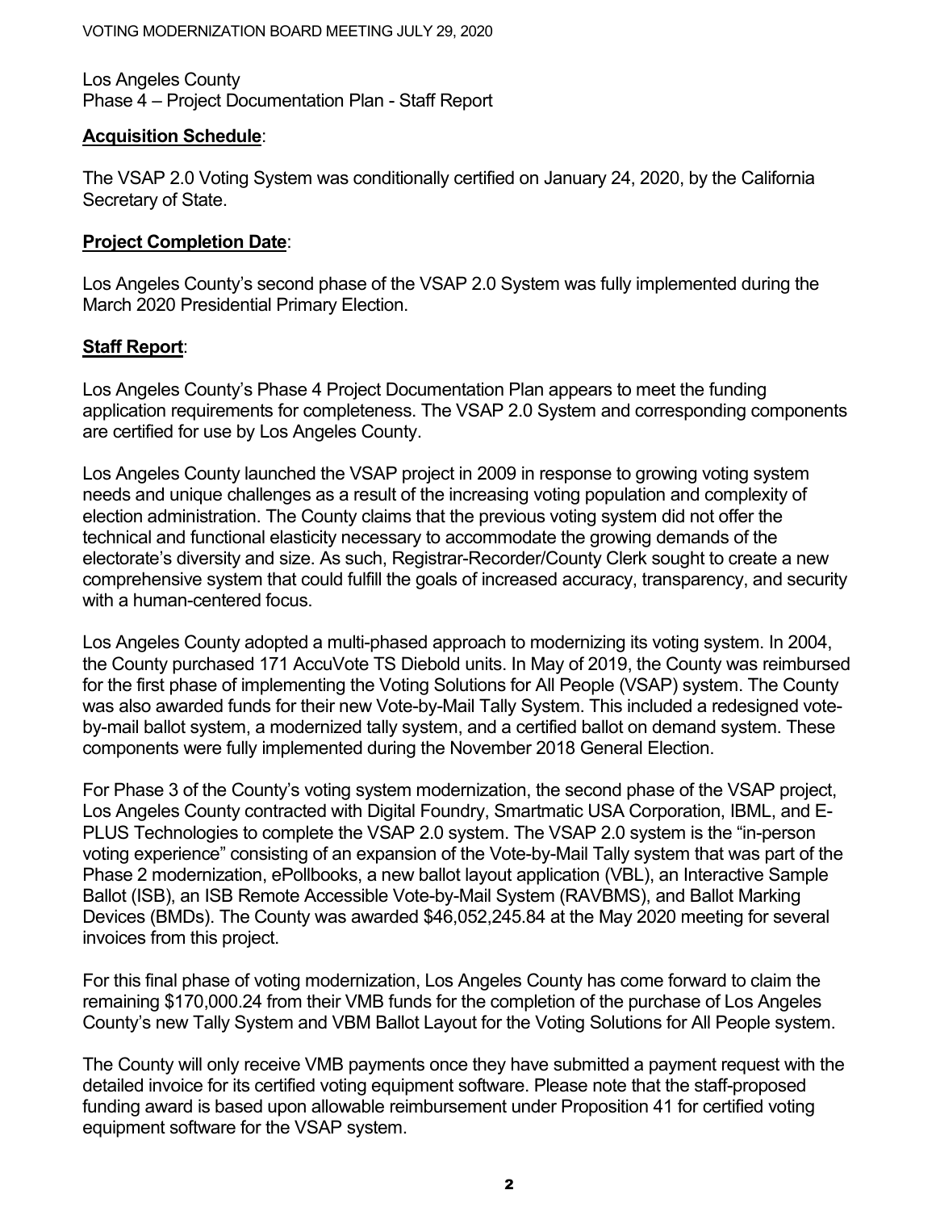Los Angeles County
Phase 4 – Project Documentation Plan - Staff Report

**Acquisition Schedule**:

The VSAP 2.0 Voting System was conditionally certified on January 24, 2020, by the California Secretary of State.

**Project Completion Date**:

Los Angeles County's second phase of the VSAP 2.0 System was fully implemented during the March 2020 Presidential Primary Election.

**Staff Report**:

Los Angeles County's Phase 4 Project Documentation Plan appears to meet the funding application requirements for completeness. The VSAP 2.0 System and corresponding components are certified for use by Los Angeles County.

Los Angeles County launched the VSAP project in 2009 in response to growing voting system needs and unique challenges as a result of the increasing voting population and complexity of election administration. The County claims that the previous voting system did not offer the technical and functional elasticity necessary to accommodate the growing demands of the electorate's diversity and size. As such, Registrar-Recorder/County Clerk sought to create a new comprehensive system that could fulfill the goals of increased accuracy, transparency, and security with a human-centered focus.

Los Angeles County adopted a multi-phased approach to modernizing its voting system. In 2004, the County purchased 171 AccuVote TS Diebold units. In May of 2019, the County was reimbursed for the first phase of implementing the Voting Solutions for All People (VSAP) system. The County was also awarded funds for their new Vote-by-Mail Tally System. This included a redesigned vote-by-mail ballot system, a modernized tally system, and a certified ballot on demand system. These components were fully implemented during the November 2018 General Election.

For Phase 3 of the County's voting system modernization, the second phase of the VSAP project, Los Angeles County contracted with Digital Foundry, Smartmatic USA Corporation, IBML, and E-PLUS Technologies to complete the VSAP 2.0 system. The VSAP 2.0 system is the "in-person voting experience" consisting of an expansion of the Vote-by-Mail Tally system that was part of the Phase 2 modernization, ePollbooks, a new ballot layout application (VBL), an Interactive Sample Ballot (ISB), an ISB Remote Accessible Vote-by-Mail System (RAVBMS), and Ballot Marking Devices (BMDs). The County was awarded $46,052,245.84 at the May 2020 meeting for several invoices from this project.

For this final phase of voting modernization, Los Angeles County has come forward to claim the remaining $170,000.24 from their VMB funds for the completion of the purchase of Los Angeles County's new Tally System and VBM Ballot Layout for the Voting Solutions for All People system.

The County will only receive VMB payments once they have submitted a payment request with the detailed invoice for its certified voting equipment software. Please note that the staff-proposed funding award is based upon allowable reimbursement under Proposition 41 for certified voting equipment software for the VSAP system.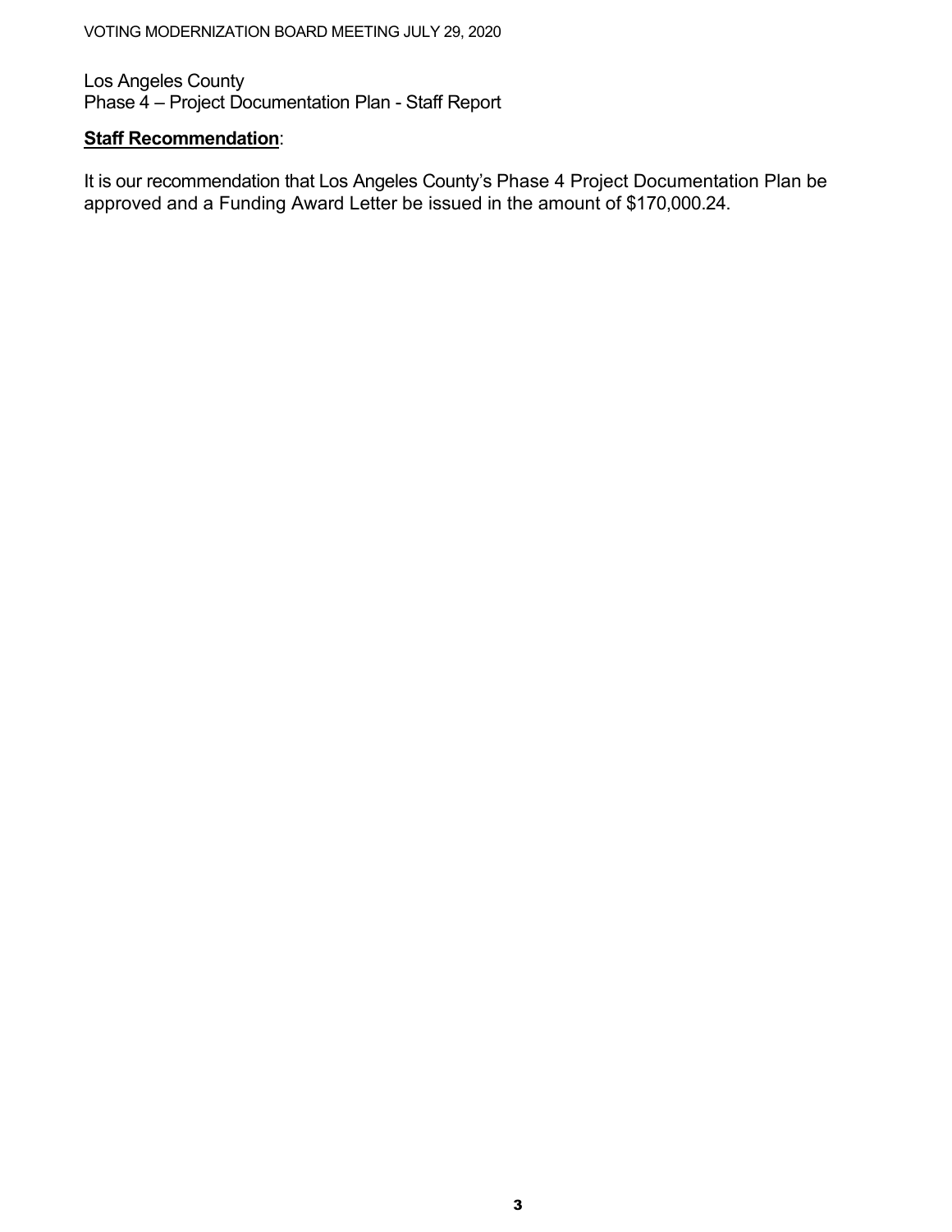Los Angeles County
Phase 4 – Project Documentation Plan - Staff Report

**Staff Recommendation**:

It is our recommendation that Los Angeles County's Phase 4 Project Documentation Plan be approved and a Funding Award Letter be issued in the amount of $170,000.24.